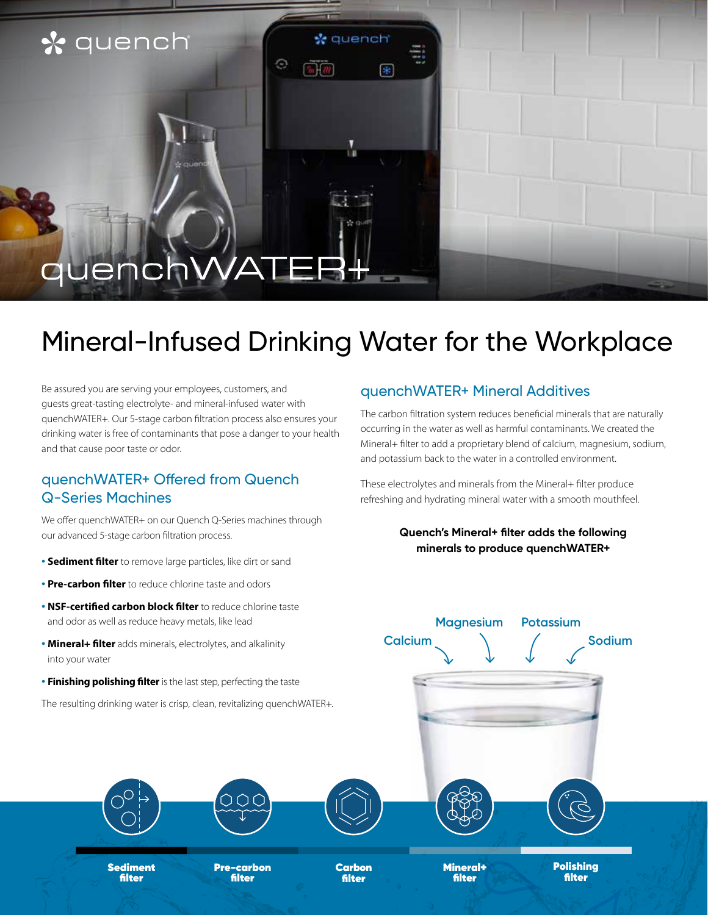# quenchWATER+

## Mineral-Infused Drinking Water for the Workplace

Be assured you are serving your employees, customers, and guests great-tasting electrolyte- and mineral-infused water with quenchWATER+. Our 5-stage carbon filtration process also ensures your drinking water is free of contaminants that pose a danger to your health and that cause poor taste or odor.

### quenchWATER+ Offered from Quench Q-Series Machines

We offer quenchWATER+ on our Quench Q-Series machines through our advanced 5-stage carbon filtration process.

- **Sediment filter** to remove large particles, like dirt or sand
- **Pre-carbon filter** to reduce chlorine taste and odors
- **NSF-certified carbon block filter** to reduce chlorine taste and odor as well as reduce heavy metals, like lead
- **Mineral+ filter** adds minerals, electrolytes, and alkalinity into your water
- **Finishing polishing filter** is the last step, perfecting the taste

The resulting drinking water is crisp, clean, revitalizing quenchWATER+.

### quenchWATER+ Mineral Additives

The carbon filtration system reduces beneficial minerals that are naturally occurring in the water as well as harmful contaminants. We created the Mineral+ filter to add a proprietary blend of calcium, magnesium, sodium, and potassium back to the water in a controlled environment.

These electrolytes and minerals from the Mineral+ filter produce refreshing and hydrating mineral water with a smooth mouthfeel.

**Quench's Mineral+ filter adds the following minerals to produce quenchWATER+**

Calcium, Magnesium, Potassium, Sodium

Sediment filter | Pre-carbon filter | Carbon filter | Mineral+ filter | Polishing filter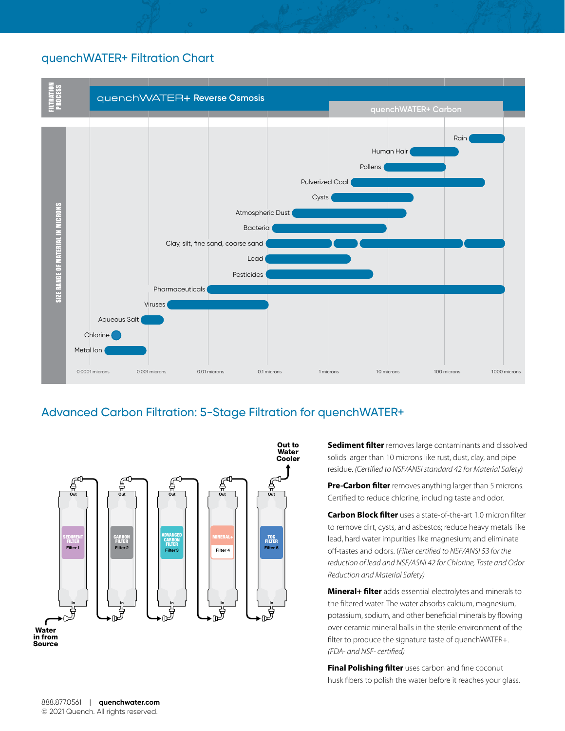## quenchWATER+ Filtration Chart

FILTRATION PROCESS

quenchWATER+ Reverse Osmosis

quenchWATER+ Carbon

SIZE RANGE OF MATERIAL IN MICRONS

Rain

Human Hair

Pollens

Pulverized Coal

Cysts

Atmospheric Dust

Bacteria

Clay, silt, fine sand, coarse sand

Lead

Pesticides

Pharmaceuticals

Viruses

Aqueous Salt

Chlorine

Metal Ion

0.0001 microns
0.001 microns
0.01 microns
0.1 microns
1 microns
10 microns
100 microns
1000 microns

## Advanced Carbon Filtration: 5-Stage Filtration for quenchWATER+

Out to Water Cooler

Out
SEDIMENT FILTER
Filter 1
In

Out
CARBON FILTER
Filter 2
In

Out
ADVANCED CARBON FILTER
Filter 3
In

Out
MINERAL+
Filter 4
In

Out
TOC FILTER
Filter 5
In

Water in from Source

**Sediment filter** removes large contaminants and dissolved solids larger than 10 microns like rust, dust, clay, and pipe residue. *(Certified to NSF/ANSI standard 42 for Material Safety)*

**Pre-Carbon filter** removes anything larger than 5 microns. Certified to reduce chlorine, including taste and odor.

**Carbon Block filter** uses a state-of-the-art 1.0 micron filter to remove dirt, cysts, and asbestos; reduce heavy metals like lead, hard water impurities like magnesium; and eliminate off-tastes and odors. (*Filter certified to NSF/ANSI 53 for the reduction of lead and NSF/ASNI 42 for Chlorine, Taste and Odor Reduction and Material Safety)*

**Mineral+ filter** adds essential electrolytes and minerals to the filtered water. The water absorbs calcium, magnesium, potassium, sodium, and other beneficial minerals by flowing over ceramic mineral balls in the sterile environment of the filter to produce the signature taste of quenchWATER+. *(FDA- and NSF- certified)*

**Final Polishing filter** uses carbon and fine coconut husk fibers to polish the water before it reaches your glass.

888.877.0561 | **quenchwater.com**
© 2021 Quench. All rights reserved.